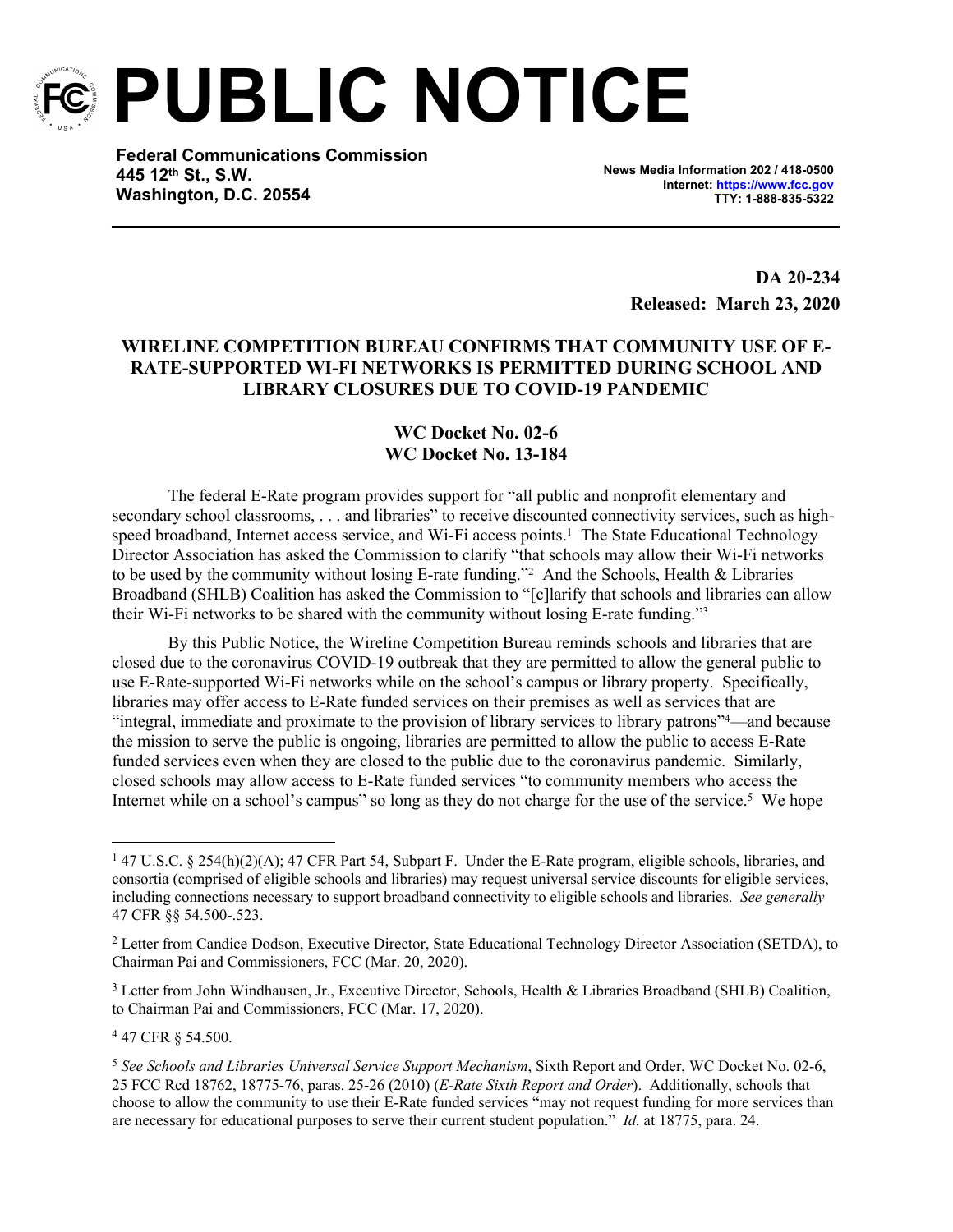# PUBLIC NOTICE

**Federal Communications Commission**
**445 12th St., S.W.**
**Washington, D.C. 20554**

**News Media Information 202 / 418-0500**
**Internet: https://www.fcc.gov**
**TTY: 1-888-835-5322**

**DA 20-234**
**Released: March 23, 2020**

**WIRELINE COMPETITION BUREAU CONFIRMS THAT COMMUNITY USE OF E-RATE-SUPPORTED WI-FI NETWORKS IS PERMITTED DURING SCHOOL AND LIBRARY CLOSURES DUE TO COVID-19 PANDEMIC**

**WC Docket No. 02-6**
**WC Docket No. 13-184**

The federal E-Rate program provides support for "all public and nonprofit elementary and secondary school classrooms, . . . and libraries" to receive discounted connectivity services, such as high-speed broadband, Internet access service, and Wi-Fi access points.[1] The State Educational Technology Director Association has asked the Commission to clarify "that schools may allow their Wi-Fi networks to be used by the community without losing E-rate funding."[2] And the Schools, Health & Libraries Broadband (SHLB) Coalition has asked the Commission to "[c]larify that schools and libraries can allow their Wi-Fi networks to be shared with the community without losing E-rate funding."[3]

By this Public Notice, the Wireline Competition Bureau reminds schools and libraries that are closed due to the coronavirus COVID-19 outbreak that they are permitted to allow the general public to use E-Rate-supported Wi-Fi networks while on the school's campus or library property. Specifically, libraries may offer access to E-Rate funded services on their premises as well as services that are "integral, immediate and proximate to the provision of library services to library patrons"[4]—and because the mission to serve the public is ongoing, libraries are permitted to allow the public to access E-Rate funded services even when they are closed to the public due to the coronavirus pandemic. Similarly, closed schools may allow access to E-Rate funded services "to community members who access the Internet while on a school's campus" so long as they do not charge for the use of the service.[5] We hope

---

[1] 47 U.S.C. § 254(h)(2)(A); 47 CFR Part 54, Subpart F. Under the E-Rate program, eligible schools, libraries, and consortia (comprised of eligible schools and libraries) may request universal service discounts for eligible services, including connections necessary to support broadband connectivity to eligible schools and libraries. *See generally* 47 CFR §§ 54.500-.523.

[2] Letter from Candice Dodson, Executive Director, State Educational Technology Director Association (SETDA), to Chairman Pai and Commissioners, FCC (Mar. 20, 2020).

[3] Letter from John Windhausen, Jr., Executive Director, Schools, Health & Libraries Broadband (SHLB) Coalition, to Chairman Pai and Commissioners, FCC (Mar. 17, 2020).

[4] 47 CFR § 54.500.

[5] *See Schools and Libraries Universal Service Support Mechanism*, Sixth Report and Order, WC Docket No. 02-6, 25 FCC Rcd 18762, 18775-76, paras. 25-26 (2010) (*E-Rate Sixth Report and Order*). Additionally, schools that choose to allow the community to use their E-Rate funded services "may not request funding for more services than are necessary for educational purposes to serve their current student population." *Id.* at 18775, para. 24.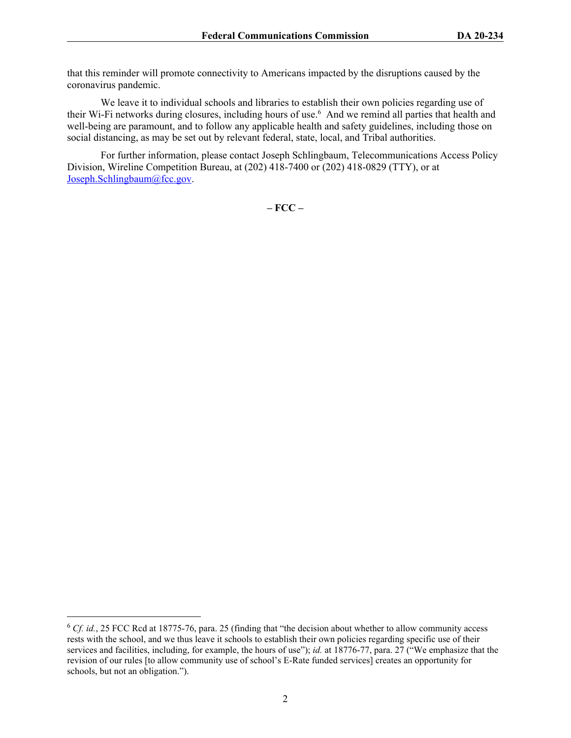that this reminder will promote connectivity to Americans impacted by the disruptions caused by the coronavirus pandemic.

We leave it to individual schools and libraries to establish their own policies regarding use of their Wi-Fi networks during closures, including hours of use.[6] And we remind all parties that health and well-being are paramount, and to follow any applicable health and safety guidelines, including those on social distancing, as may be set out by relevant federal, state, local, and Tribal authorities.

For further information, please contact Joseph Schlingbaum, Telecommunications Access Policy Division, Wireline Competition Bureau, at (202) 418-7400 or (202) 418-0829 (TTY), or at [Joseph.Schlingbaum@fcc.gov](mailto:Joseph.Schlingbaum@fcc.gov).

**– FCC –**

---

[6] *Cf. id.*, 25 FCC Rcd at 18775-76, para. 25 (finding that "the decision about whether to allow community access rests with the school, and we thus leave it schools to establish their own policies regarding specific use of their services and facilities, including, for example, the hours of use"); *id.* at 18776-77, para. 27 ("We emphasize that the revision of our rules [to allow community use of school's E-Rate funded services] creates an opportunity for schools, but not an obligation.").